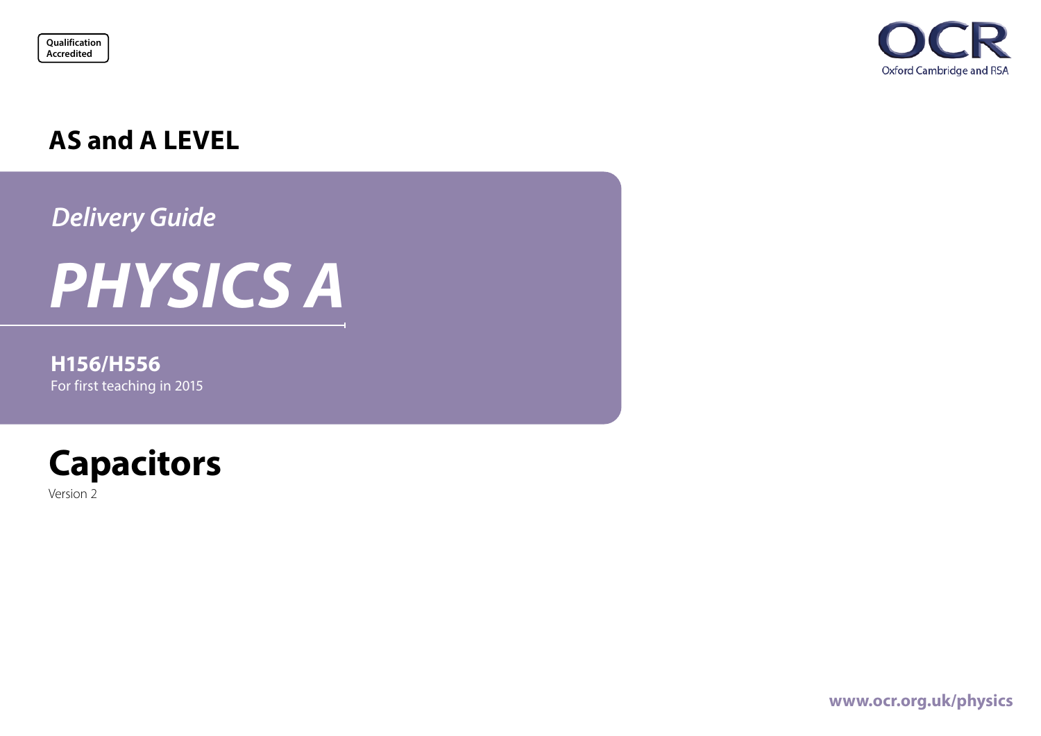Qualification Accredited

OCR
Oxford Cambridge and RSA

## AS and A LEVEL

*Delivery Guide*

# *PHYSICS A*

**H156/H556**
For first teaching in 2015

# Capacitors

Version 2

www.ocr.org.uk/physics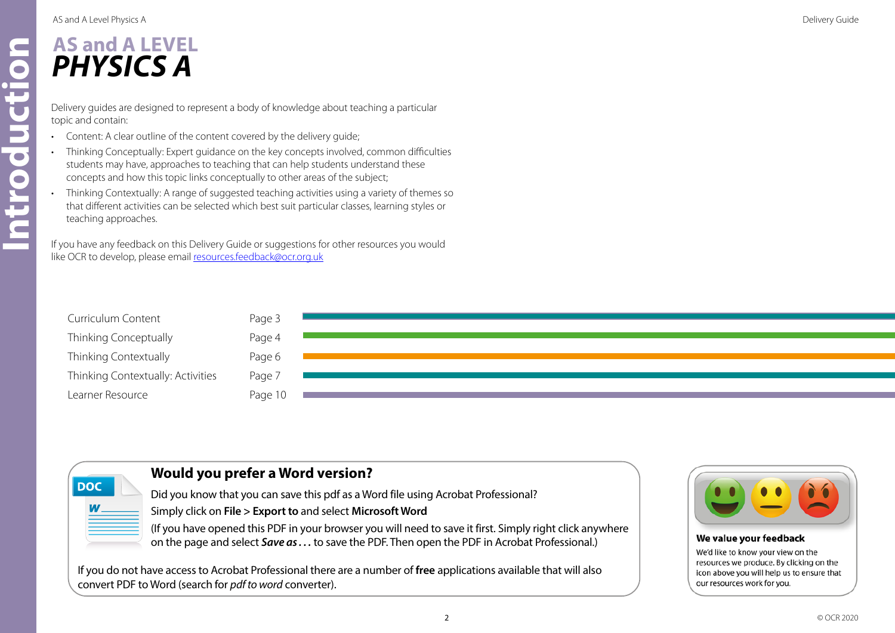# Introduction

## AS and A LEVEL
# *PHYSICS A*

Delivery guides are designed to represent a body of knowledge about teaching a particular topic and contain:

- Content: A clear outline of the content covered by the delivery guide;
- Thinking Conceptually: Expert guidance on the key concepts involved, common difficulties students may have, approaches to teaching that can help students understand these concepts and how this topic links conceptually to other areas of the subject;
- Thinking Contextually: A range of suggested teaching activities using a variety of themes so that different activities can be selected which best suit particular classes, learning styles or teaching approaches.

If you have any feedback on this Delivery Guide or suggestions for other resources you would like OCR to develop, please email resources.feedback@ocr.org.uk

| | |
|---|---|
| Curriculum Content | Page 3 |
| Thinking Conceptually | Page 4 |
| Thinking Contextually | Page 6 |
| Thinking Contextually: Activities | Page 7 |
| Learner Resource | Page 10 |

### Would you prefer a Word version?

Did you know that you can save this pdf as a Word file using Acrobat Professional?

Simply click on **File** > **Export to** and select **Microsoft Word**

(If you have opened this PDF in your browser you will need to save it first. Simply right click anywhere on the page and select ***Save as . . .*** to save the PDF. Then open the PDF in Acrobat Professional.)

If you do not have access to Acrobat Professional there are a number of **free** applications available that will also convert PDF to Word (search for *pdf to word* converter).

**We value your feedback**

We'd like to know your view on the resources we produce. By clicking on the icon above you will help us to ensure that our resources work for you.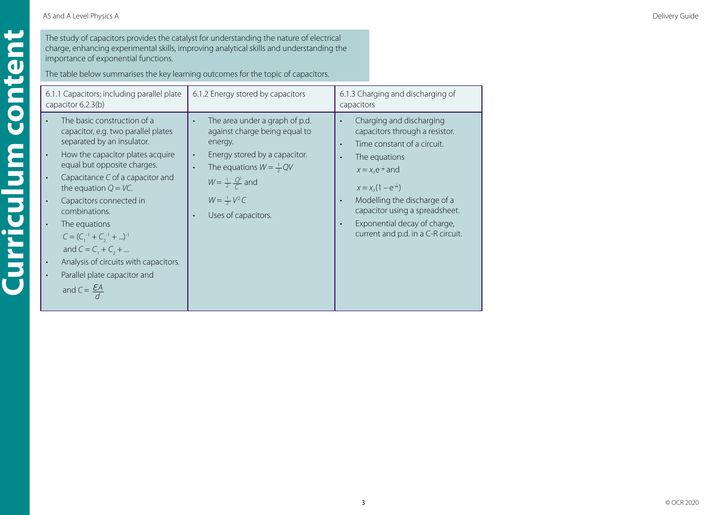The study of capacitors provides the catalyst for understanding the nature of electrical charge, enhancing experimental skills, improving analytical skills and understanding the importance of exponential functions.

The table below summarises the key learning outcomes for the topic of capacitors.

| 6.1.1 Capacitors; including parallel plate capacitor 6.2.3(b) | 6.1.2 Energy stored by capacitors | 6.1.3 Charging and discharging of capacitors |
|---|---|---|
| • The basic construction of a capacitor, e.g. two parallel plates separated by an insulator.<br>• How the capacitor plates acquire equal but opposite charges.<br>• Capacitance *C* of a capacitor and the equation $Q = VC$.<br>• Capacitors connected in combinations.<br>• The equations $C = (C_1^{-1} + C_2^{-1} + ...)^{-1}$ and $C = C_1 + C_2 + ...$<br>• Analysis of circuits with capacitors.<br>• Parallel plate capacitor and and $C = \frac{\varepsilon A}{d}$ | • The area under a graph of p.d. against charge being equal to energy.<br>• Energy stored by a capacitor.<br>• The equations $W = \frac{1}{2}QV$ $W = \frac{1}{2}\frac{Q^2}{C}$ and $W = \frac{1}{2}V^2C$<br>• Uses of capacitors. | • Charging and discharging capacitors through a resistor.<br>• Time constant of a circuit.<br>• The equations $x = x_0 e^{-\frac{t}{CR}}$ and $x = x_0(1 - e^{-\frac{t}{CR}})$<br>• Modelling the discharge of a capacitor using a spreadsheet.<br>• Exponential decay of charge, current and p.d. in a C-R circuit. |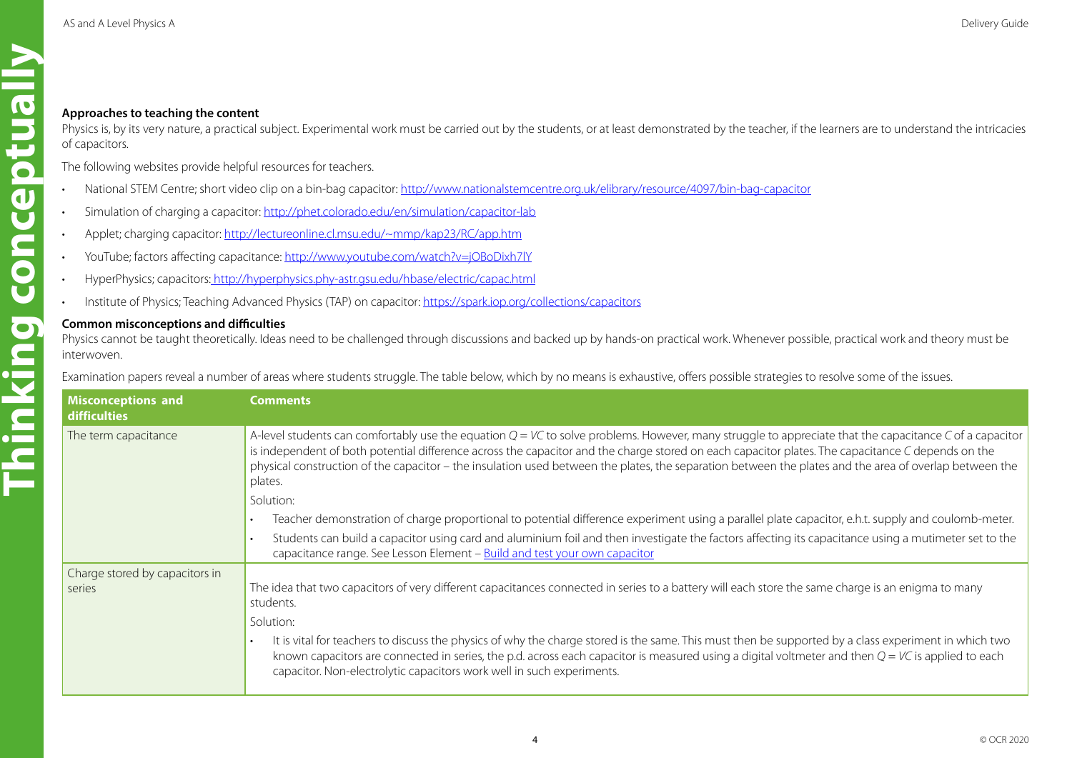**Approaches to teaching the content**

Physics is, by its very nature, a practical subject. Experimental work must be carried out by the students, or at least demonstrated by the teacher, if the learners are to understand the intricacies of capacitors.

The following websites provide helpful resources for teachers.

- National STEM Centre; short video clip on a bin-bag capacitor: http://www.nationalstemcentre.org.uk/elibrary/resource/4097/bin-bag-capacitor
- Simulation of charging a capacitor: http://phet.colorado.edu/en/simulation/capacitor-lab
- Applet; charging capacitor: http://lectureonline.cl.msu.edu/~mmp/kap23/RC/app.htm
- YouTube; factors affecting capacitance: http://www.youtube.com/watch?v=jOBoDixh7lY
- HyperPhysics; capacitors: http://hyperphysics.phy-astr.gsu.edu/hbase/electric/capac.html
- Institute of Physics; Teaching Advanced Physics (TAP) on capacitor: https://spark.iop.org/collections/capacitors

**Common misconceptions and difficulties**

Physics cannot be taught theoretically. Ideas need to be challenged through discussions and backed up by hands-on practical work. Whenever possible, practical work and theory must be interwoven.

Examination papers reveal a number of areas where students struggle. The table below, which by no means is exhaustive, offers possible strategies to resolve some of the issues.

| Misconceptions and difficulties | Comments |
| --- | --- |
| The term capacitance | A-level students can comfortably use the equation $Q = VC$ to solve problems. However, many struggle to appreciate that the capacitance $C$ of a capacitor is independent of both potential difference across the capacitor and the charge stored on each capacitor plates. The capacitance $C$ depends on the physical construction of the capacitor – the insulation used between the plates, the separation between the plates and the area of overlap between the plates.<br>Solution:<br>• Teacher demonstration of charge proportional to potential difference experiment using a parallel plate capacitor, e.h.t. supply and coulomb-meter.<br>• Students can build a capacitor using card and aluminium foil and then investigate the factors affecting its capacitance using a mutimeter set to the capacitance range. See Lesson Element – Build and test your own capacitor |
| Charge stored by capacitors in series | The idea that two capacitors of very different capacitances connected in series to a battery will each store the same charge is an enigma to many students.<br>Solution:<br>• It is vital for teachers to discuss the physics of why the charge stored is the same. This must then be supported by a class experiment in which two known capacitors are connected in series, the p.d. across each capacitor is measured using a digital voltmeter and then $Q = VC$ is applied to each capacitor. Non-electrolytic capacitors work well in such experiments. |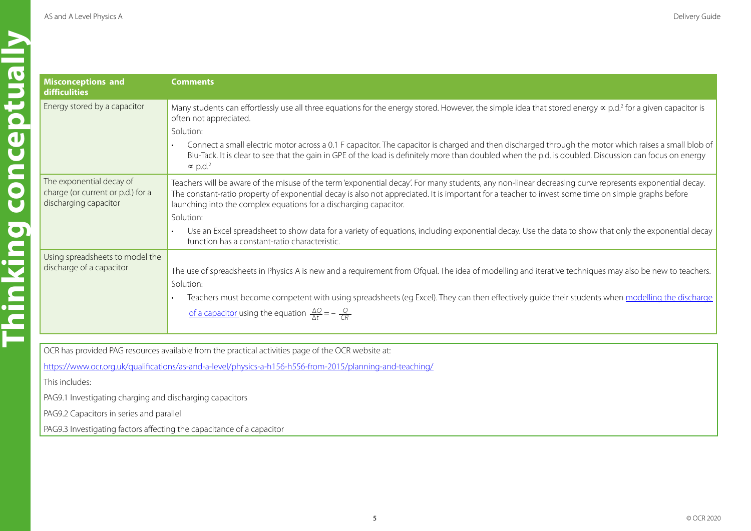| Misconceptions and difficulities | Comments |
|---|---|
| Energy stored by a capacitor | Many students can effortlessly use all three equations for the energy stored. However, the simple idea that stored energy ∝ p.d.$^2$ for a given capacitor is often not appreciated.<br>Solution:<br>• Connect a small electric motor across a 0.1 F capacitor. The capacitor is charged and then discharged through the motor which raises a small blob of Blu-Tack. It is clear to see that the gain in GPE of the load is definitely more than doubled when the p.d. is doubled. Discussion can focus on energy ∝ p.d.$^2$ |
| The exponential decay of charge (or current or p.d.) for a discharging capacitor | Teachers will be aware of the misuse of the term 'exponential decay'. For many students, any non-linear decreasing curve represents exponential decay. The constant-ratio property of exponential decay is also not appreciated. It is important for a teacher to invest some time on simple graphs before launching into the complex equations for a discharging capacitor.<br>Solution:<br>• Use an Excel spreadsheet to show data for a variety of equations, including exponential decay. Use the data to show that only the exponential decay function has a constant-ratio characteristic. |
| Using spreadsheets to model the discharge of a capacitor | The use of spreadsheets in Physics A is new and a requirement from Ofqual. The idea of modelling and iterative techniques may also be new to teachers.<br>Solution:<br>• Teachers must become competent with using spreadsheets (eg Excel). They can then effectively guide their students when modelling the discharge of a capacitor using the equation $\frac{\Delta Q}{\Delta t} = -\frac{Q}{CR}$ |

OCR has provided PAG resources available from the practical activities page of the OCR website at:

https://www.ocr.org.uk/qualifications/as-and-a-level/physics-a-h156-h556-from-2015/planning-and-teaching/

This includes:

PAG9.1 Investigating charging and discharging capacitors

PAG9.2 Capacitors in series and parallel

PAG9.3 Investigating factors affecting the capacitance of a capacitor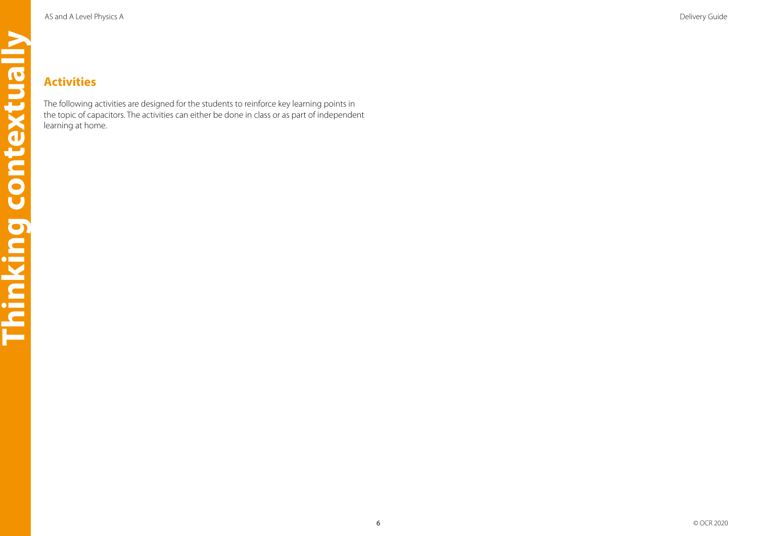## Activities

The following activities are designed for the students to reinforce key learning points in the topic of capacitors. The activities can either be done in class or as part of independent learning at home.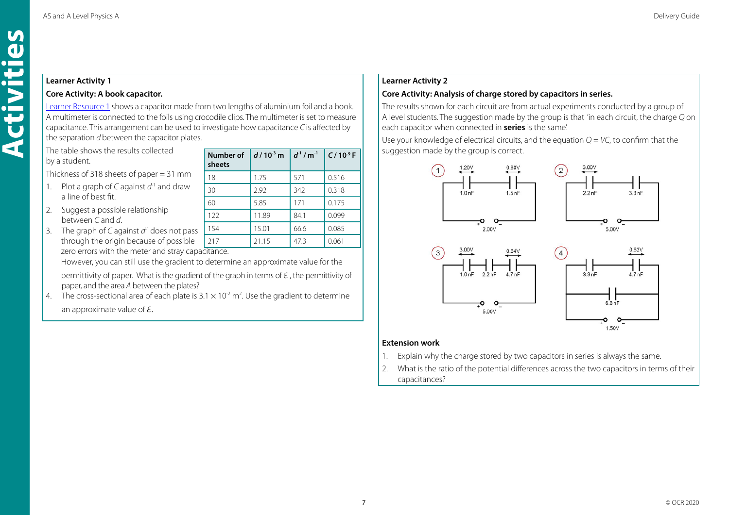**Learner Activity 1**

**Core Activity: A book capacitor.**

Learner Resource 1 shows a capacitor made from two lengths of aluminium foil and a book. A multimeter is connected to the foils using crocodile clips. The multimeter is set to measure capacitance. This arrangement can be used to investigate how capacitance *C* is affected by the separation *d* between the capacitor plates.

The table shows the results collected by a student.

Thickness of 318 sheets of paper = 31 mm

| Number of sheets | $d$ / $10^{-3}$ m | $d^{-1}$ / m$^{-1}$ | $C$ / $10^{-9}$ F |
|---|---|---|---|
| 18 | 1.75 | 571 | 0.516 |
| 30 | 2.92 | 342 | 0.318 |
| 60 | 5.85 | 171 | 0.175 |
| 122 | 11.89 | 84.1 | 0.099 |
| 154 | 15.01 | 66.6 | 0.085 |
| 217 | 21.15 | 47.3 | 0.061 |

1. Plot a graph of *C* against $d^{-1}$ and draw a line of best fit.
2. Suggest a possible relationship between *C* and *d*.
3. The graph of *C* against $d^{-1}$ does not pass through the origin because of possible zero errors with the meter and stray capacitance. However, you can still use the gradient to determine an approximate value for the permittivity of paper. What is the gradient of the graph in terms of $\varepsilon$, the permittivity of paper, and the area *A* between the plates?
4. The cross-sectional area of each plate is $3.1 \times 10^{-2}$ m$^2$. Use the gradient to determine an approximate value of $\varepsilon$.

**Learner Activity 2**

**Core Activity: Analysis of charge stored by capacitors in series.**

The results shown for each circuit are from actual experiments conducted by a group of A level students. The suggestion made by the group is that 'in each circuit, the charge *Q* on each capacitor when connected in **series** is the same'.

Use your knowledge of electrical circuits, and the equation $Q = VC$, to confirm that the suggestion made by the group is correct.

Circuit 1: 1.0 nF (1.20 V) and 1.5 nF (0.80 V) in series; supply 2.00 V

Circuit 2: 2.2 nF (3.00 V) and 3.3 nF in series; supply 5.00 V

Circuit 3: 1.0 nF (3.00 V), 2.2 nF and 4.7 nF (0.84 V) in series; supply 5.00 V

Circuit 4: 3.3 nF, 4.7 nF (0.62 V) and 6.8 nF; supply 1.50 V

**Extension work**

1. Explain why the charge stored by two capacitors in series is always the same.
2. What is the ratio of the potential differences across the two capacitors in terms of their capacitances?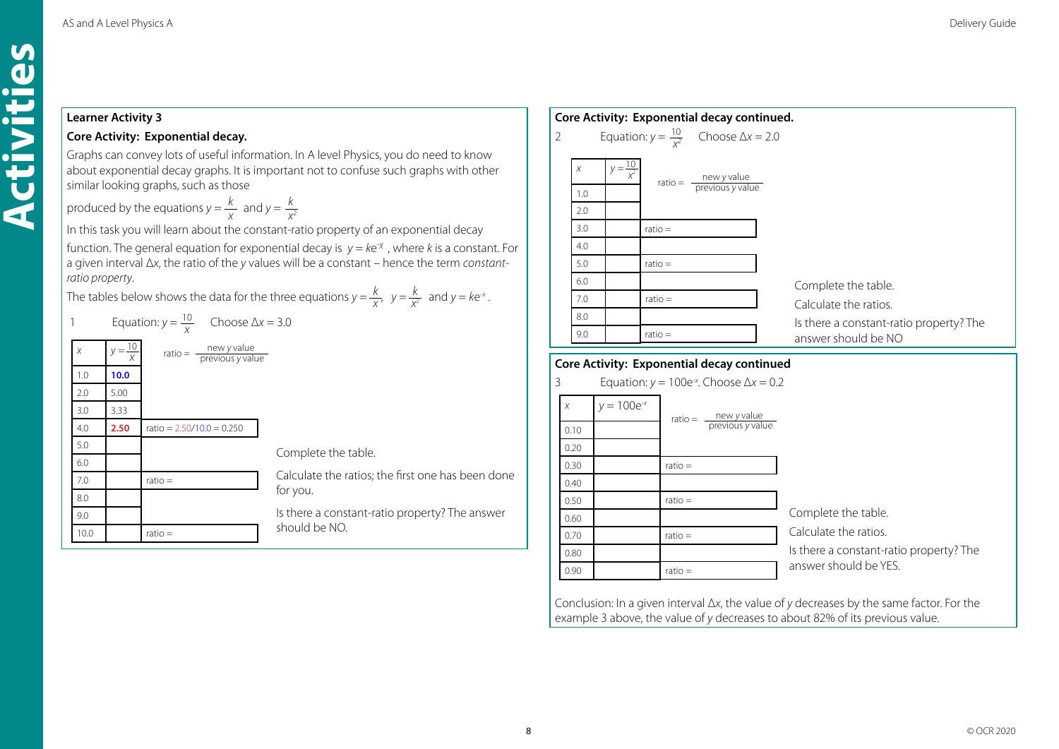**Learner Activity 3**

**Core Activity: Exponential decay.**

Graphs can convey lots of useful information. In A level Physics, you do need to know about exponential decay graphs. It is important not to confuse such graphs with other similar looking graphs, such as those

produced by the equations $y = \frac{k}{x}$ and $y = \frac{k}{x^2}$

In this task you will learn about the constant-ratio property of an exponential decay function. The general equation for exponential decay is $y = ke^{-x}$, where $k$ is a constant. For a given interval $\Delta x$, the ratio of the $y$ values will be a constant – hence the term *constant-ratio property*.

The tables below shows the data for the three equations $y = \frac{k}{x}$, $y = \frac{k}{x^2}$ and $y = ke^{-x}$.

1 Equation: $y = \frac{10}{x}$ Choose $\Delta x = 3.0$

ratio = $\frac{\text{new } y \text{ value}}{\text{previous } y \text{ value}}$

| $x$ | $y = \frac{10}{x}$ | |
|---|---|---|
| 1.0 | **10.0** | |
| 2.0 | 5.00 | |
| 3.0 | 3.33 | |
| 4.0 | **2.50** | ratio = 2.50/10.0 = 0.250 |
| 5.0 | | |
| 6.0 | | |
| 7.0 | | ratio = |
| 8.0 | | |
| 9.0 | | |
| 10.0 | | ratio = |

Complete the table.

Calculate the ratios; the first one has been done for you.

Is there a constant-ratio property? The answer should be NO.

**Core Activity: Exponential decay continued.**

2 Equation: $y = \frac{10}{x^2}$ Choose $\Delta x = 2.0$

ratio = $\frac{\text{new } y \text{ value}}{\text{previous } y \text{ value}}$

| $x$ | $y = \frac{10}{x^2}$ | |
|---|---|---|
| 1.0 | | |
| 2.0 | | |
| 3.0 | | ratio = |
| 4.0 | | |
| 5.0 | | ratio = |
| 6.0 | | |
| 7.0 | | ratio = |
| 8.0 | | |
| 9.0 | | ratio = |

Complete the table.

Calculate the ratios.

Is there a constant-ratio property? The answer should be NO

**Core Activity: Exponential decay continued**

3 Equation: $y = 100e^{-x}$. Choose $\Delta x = 0.2$

ratio = $\frac{\text{new } y \text{ value}}{\text{previous } y \text{ value}}$

| $x$ | $y = 100e^{-x}$ | |
|---|---|---|
| 0.10 | | |
| 0.20 | | |
| 0.30 | | ratio = |
| 0.40 | | |
| 0.50 | | ratio = |
| 0.60 | | |
| 0.70 | | ratio = |
| 0.80 | | |
| 0.90 | | ratio = |

Complete the table.

Calculate the ratios.

Is there a constant-ratio property? The answer should be YES.

Conclusion: In a given interval $\Delta x$, the value of $y$ decreases by the same factor. For the example 3 above, the value of $y$ decreases to about 82% of its previous value.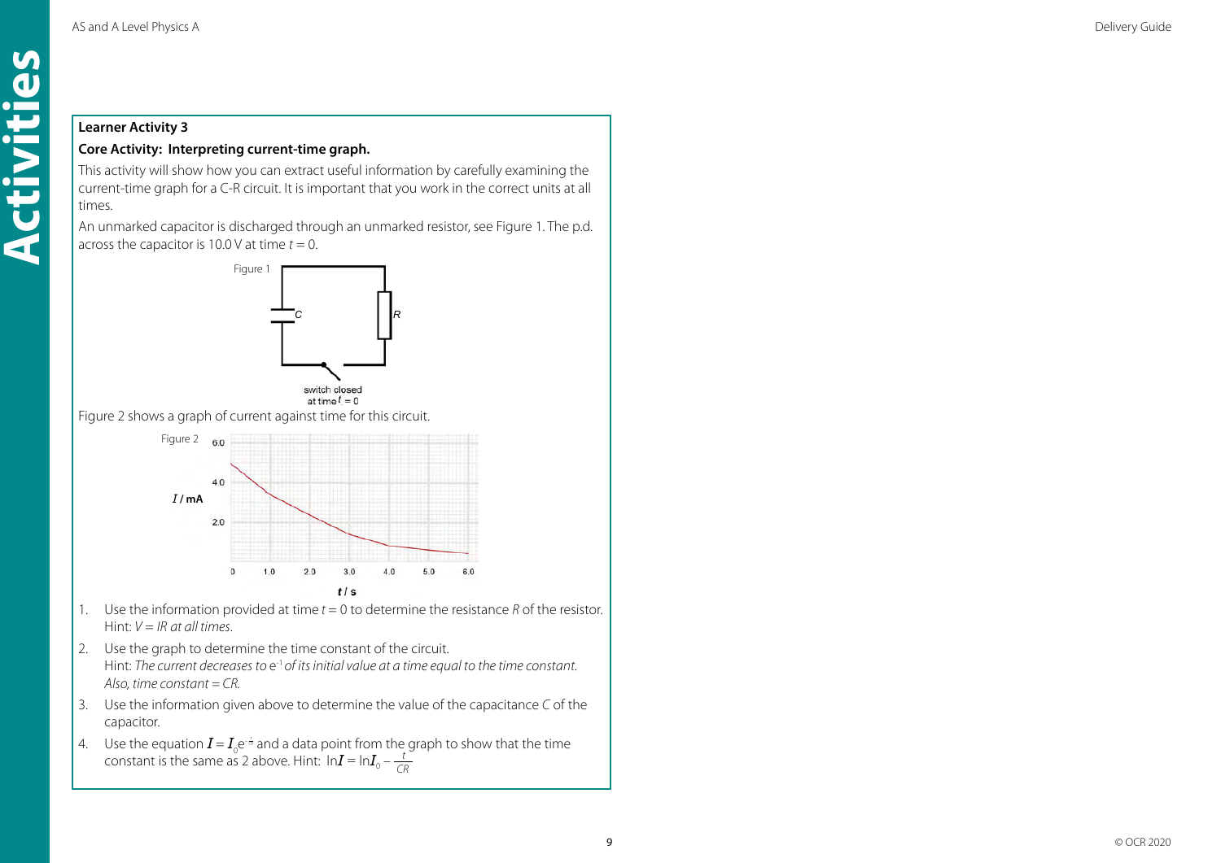**Learner Activity 3**

**Core Activity: Interpreting current-time graph.**

This activity will show how you can extract useful information by carefully examining the current-time graph for a C-R circuit. It is important that you work in the correct units at all times.

An unmarked capacitor is discharged through an unmarked resistor, see Figure 1. The p.d. across the capacitor is 10.0 V at time $t = 0$.

Figure 1

switch closed at time $t = 0$

Figure 2 shows a graph of current against time for this circuit.

Figure 2

1. Use the information provided at time $t = 0$ to determine the resistance $R$ of the resistor.
   Hint: *$V = IR$ at all times.*
2. Use the graph to determine the time constant of the circuit.
   Hint: *The current decreases to* $e^{-1}$ *of its initial value at a time equal to the time constant. Also, time constant = CR.*
3. Use the information given above to determine the value of the capacitance $C$ of the capacitor.
4. Use the equation $I = I_0 e^{-\frac{t}{CR}}$ and a data point from the graph to show that the time constant is the same as 2 above. Hint: $\ln I = \ln I_0 - \frac{t}{CR}$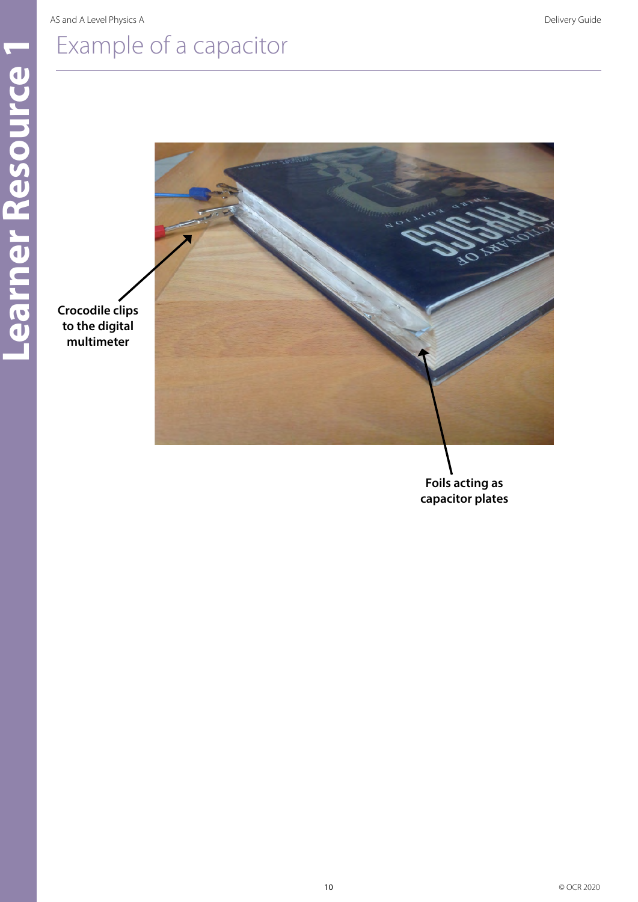# Example of a capacitor

Crocodile clips to the digital multimeter

Foils acting as capacitor plates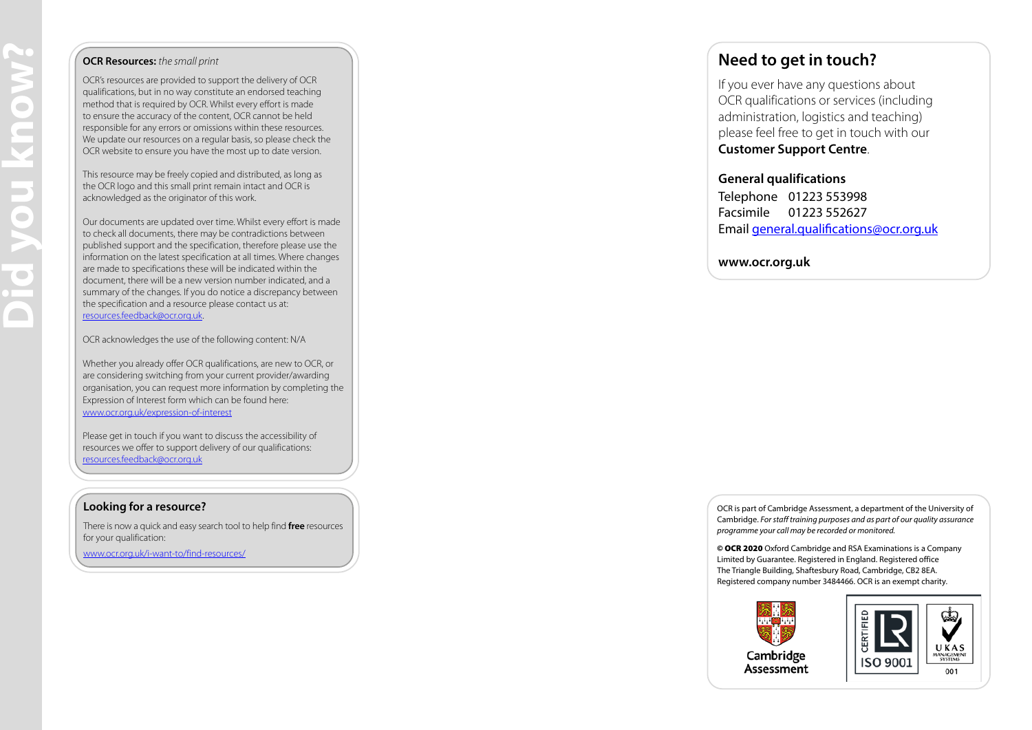Did you know?

**OCR Resources:** *the small print*

OCR's resources are provided to support the delivery of OCR qualifications, but in no way constitute an endorsed teaching method that is required by OCR. Whilst every effort is made to ensure the accuracy of the content, OCR cannot be held responsible for any errors or omissions within these resources. We update our resources on a regular basis, so please check the OCR website to ensure you have the most up to date version.

This resource may be freely copied and distributed, as long as the OCR logo and this small print remain intact and OCR is acknowledged as the originator of this work.

Our documents are updated over time. Whilst every effort is made to check all documents, there may be contradictions between published support and the specification, therefore please use the information on the latest specification at all times. Where changes are made to specifications these will be indicated within the document, there will be a new version number indicated, and a summary of the changes. If you do notice a discrepancy between the specification and a resource please contact us at: resources.feedback@ocr.org.uk.

OCR acknowledges the use of the following content: N/A

Whether you already offer OCR qualifications, are new to OCR, or are considering switching from your current provider/awarding organisation, you can request more information by completing the Expression of Interest form which can be found here: www.ocr.org.uk/expression-of-interest

Please get in touch if you want to discuss the accessibility of resources we offer to support delivery of our qualifications: resources.feedback@ocr.org.uk

## Looking for a resource?

There is now a quick and easy search tool to help find **free** resources for your qualification:

www.ocr.org.uk/i-want-to/find-resources/

## Need to get in touch?

If you ever have any questions about OCR qualifications or services (including administration, logistics and teaching) please feel free to get in touch with our **Customer Support Centre**.

**General qualifications**

Telephone 01223 553998

Facsimile 01223 552627

Email general.qualifications@ocr.org.uk

**www.ocr.org.uk**

OCR is part of Cambridge Assessment, a department of the University of Cambridge. *For staff training purposes and as part of our quality assurance programme your call may be recorded or monitored.*

© **OCR 2020** Oxford Cambridge and RSA Examinations is a Company Limited by Guarantee. Registered in England. Registered office The Triangle Building, Shaftesbury Road, Cambridge, CB2 8EA. Registered company number 3484466. OCR is an exempt charity.

Cambridge Assessment

CERTIFIED ISO 9001

UKAS MANAGEMENT SYSTEMS 001